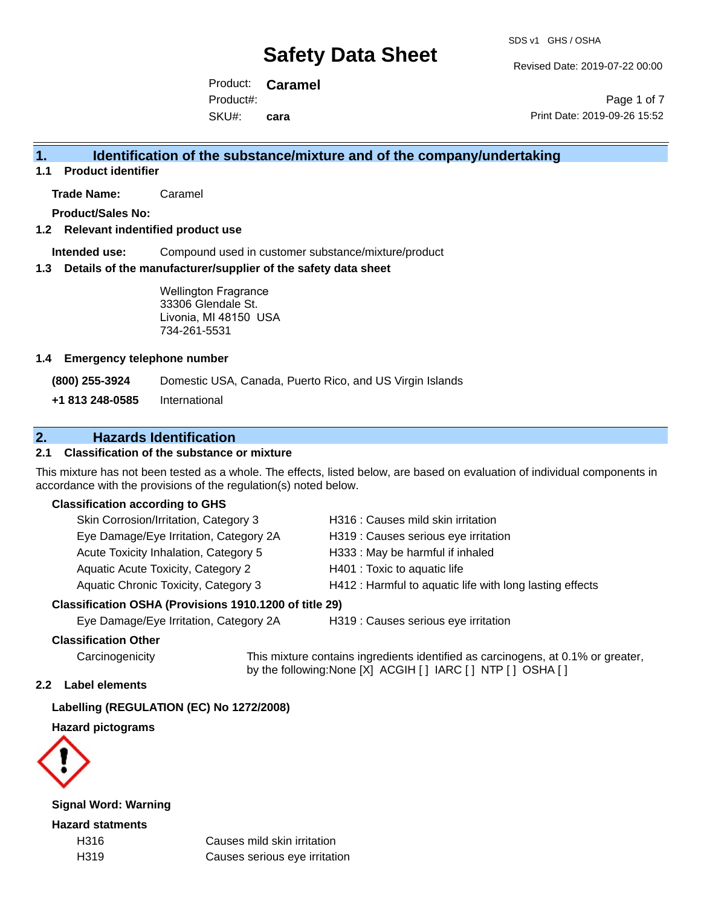# Safety Data Sheet

SDS v1 GHS / OSHA

Revised Date: 2019-07-22 00:00

Product: **Caramel**

Product#:

SKU#: **cara**

Print Date: 2019-09-26 15:52

## 1. Identification of the substance/mixture and of the company/undertaking

### 1.1 Product identifier

**Trade Name:** Caramel

**Product/Sales No:**

### 1.2 Relevant indentified product use

**Intended use:** Compound used in customer substance/mixture/product

### 1.3 Details of the manufacturer/supplier of the safety data sheet

Wellington Fragrance
33306 Glendale St.
Livonia, MI 48150 USA
734-261-5531

### 1.4 Emergency telephone number

**(800) 255-3924** Domestic USA, Canada, Puerto Rico, and US Virgin Islands

**+1 813 248-0585** International

## 2. Hazards Identification

### 2.1 Classification of the substance or mixture

This mixture has not been tested as a whole. The effects, listed below, are based on evaluation of individual components in accordance with the provisions of the regulation(s) noted below.

**Classification according to GHS**

| | |
|---|---|
| Skin Corrosion/Irritation, Category 3 | H316 : Causes mild skin irritation |
| Eye Damage/Eye Irritation, Category 2A | H319 : Causes serious eye irritation |
| Acute Toxicity Inhalation, Category 5 | H333 : May be harmful if inhaled |
| Aquatic Acute Toxicity, Category 2 | H401 : Toxic to aquatic life |
| Aquatic Chronic Toxicity, Category 3 | H412 : Harmful to aquatic life with long lasting effects |

**Classification OSHA (Provisions 1910.1200 of title 29)**

| | |
|---|---|
| Eye Damage/Eye Irritation, Category 2A | H319 : Causes serious eye irritation |

**Classification Other**

Carcinogenicity: This mixture contains ingredients identified as carcinogens, at 0.1% or greater, by the following:None [X] ACGIH [ ] IARC [ ] NTP [ ] OSHA [ ]

### 2.2 Label elements

**Labelling (REGULATION (EC) No 1272/2008)**

**Hazard pictograms**

**Signal Word: Warning**

**Hazard statments**

| | |
|---|---|
| H316 | Causes mild skin irritation |
| H319 | Causes serious eye irritation |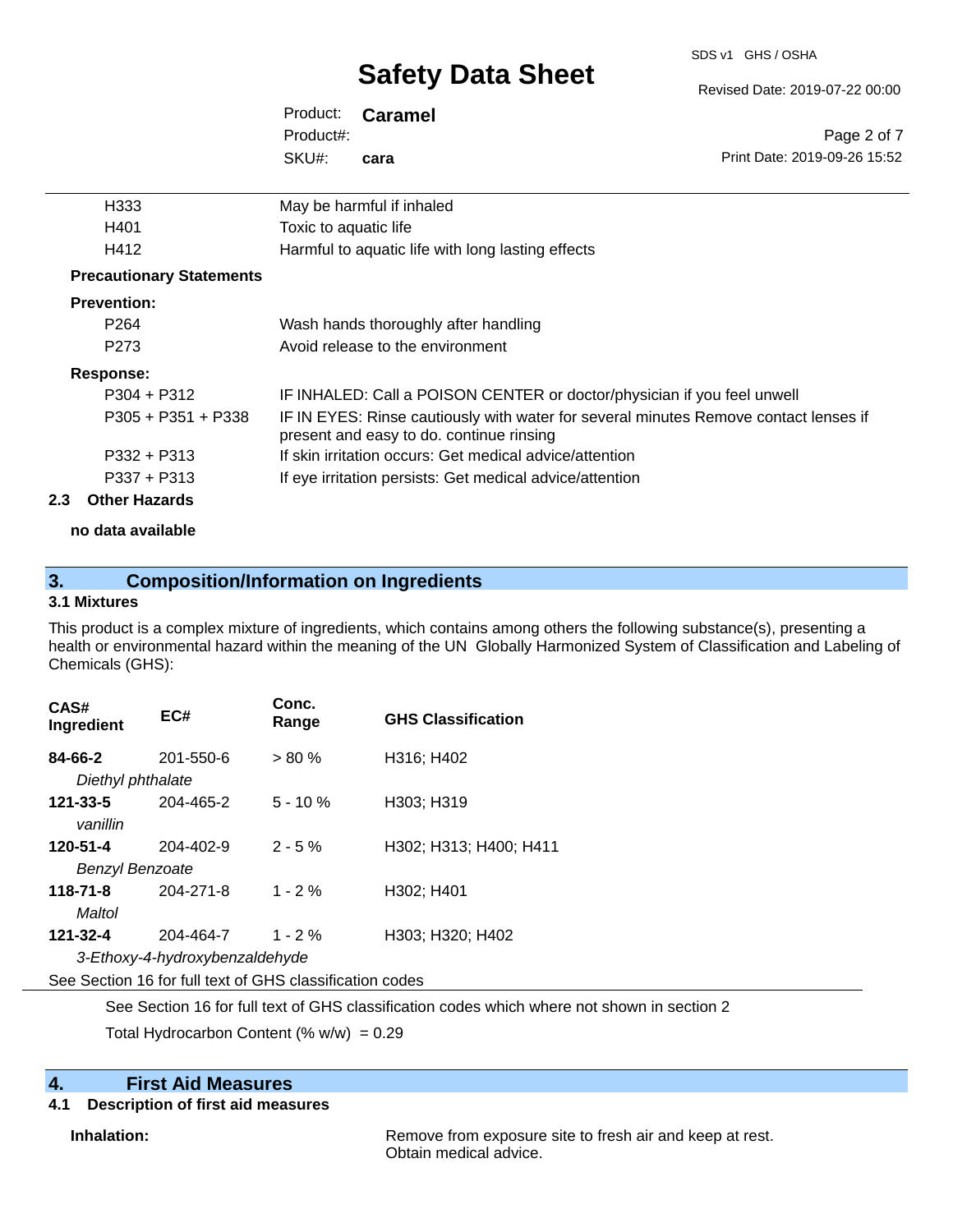| | |
|---|---|
| H333 | May be harmful if inhaled |
| H401 | Toxic to aquatic life |
| H412 | Harmful to aquatic life with long lasting effects |

**Precautionary Statements**

**Prevention:**

| | |
|---|---|
| P264 | Wash hands thoroughly after handling |
| P273 | Avoid release to the environment |

**Response:**

| | |
|---|---|
| P304 + P312 | IF INHALED: Call a POISON CENTER or doctor/physician if you feel unwell |
| P305 + P351 + P338 | IF IN EYES: Rinse cautiously with water for several minutes Remove contact lenses if present and easy to do. continue rinsing |
| P332 + P313 | If skin irritation occurs: Get medical advice/attention |
| P337 + P313 | If eye irritation persists: Get medical advice/attention |

### 2.3 Other Hazards

**no data available**

## 3. Composition/Information on Ingredients

### 3.1 Mixtures

This product is a complex mixture of ingredients, which contains among others the following substance(s), presenting a health or environmental hazard within the meaning of the UN Globally Harmonized System of Classification and Labeling of Chemicals (GHS):

| CAS# Ingredient | EC# | Conc. Range | GHS Classification |
|---|---|---|---|
| **84-66-2** *Diethyl phthalate* | 201-550-6 | > 80 % | H316; H402 |
| **121-33-5** *vanillin* | 204-465-2 | 5 - 10 % | H303; H319 |
| **120-51-4** *Benzyl Benzoate* | 204-402-9 | 2 - 5 % | H302; H313; H400; H411 |
| **118-71-8** *Maltol* | 204-271-8 | 1 - 2 % | H302; H401 |
| **121-32-4** *3-Ethoxy-4-hydroxybenzaldehyde* | 204-464-7 | 1 - 2 % | H303; H320; H402 |

See Section 16 for full text of GHS classification codes

See Section 16 for full text of GHS classification codes which where not shown in section 2

Total Hydrocarbon Content (% w/w) = 0.29

## 4. First Aid Measures

### 4.1 Description of first aid measures

**Inhalation:** Remove from exposure site to fresh air and keep at rest. Obtain medical advice.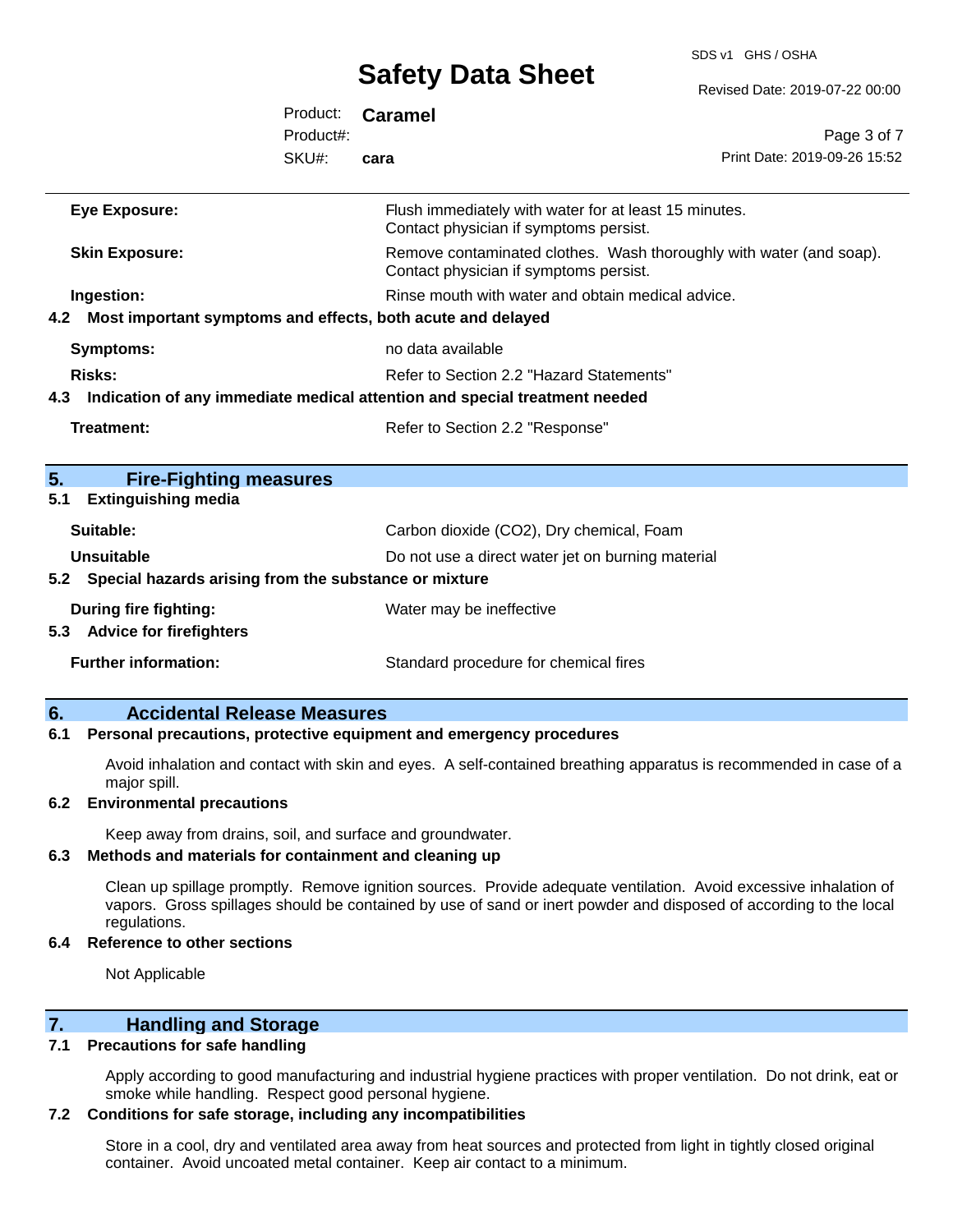| | |
|---|---|
| **Eye Exposure:** | Flush immediately with water for at least 15 minutes. Contact physician if symptoms persist. |
| **Skin Exposure:** | Remove contaminated clothes. Wash thoroughly with water (and soap). Contact physician if symptoms persist. |
| **Ingestion:** | Rinse mouth with water and obtain medical advice. |

### 4.2 Most important symptoms and effects, both acute and delayed

| | |
|---|---|
| **Symptoms:** | no data available |
| **Risks:** | Refer to Section 2.2 "Hazard Statements" |

### 4.3 Indication of any immediate medical attention and special treatment needed

| | |
|---|---|
| **Treatment:** | Refer to Section 2.2 "Response" |

## 5. Fire-Fighting measures

### 5.1 Extinguishing media

| | |
|---|---|
| **Suitable:** | Carbon dioxide ($CO_2$), Dry chemical, Foam |
| **Unsuitable** | Do not use a direct water jet on burning material |

### 5.2 Special hazards arising from the substance or mixture

| | |
|---|---|
| **During fire fighting:** | Water may be ineffective |

### 5.3 Advice for firefighters

| | |
|---|---|
| **Further information:** | Standard procedure for chemical fires |

## 6. Accidental Release Measures

### 6.1 Personal precautions, protective equipment and emergency procedures

Avoid inhalation and contact with skin and eyes. A self-contained breathing apparatus is recommended in case of a major spill.

### 6.2 Environmental precautions

Keep away from drains, soil, and surface and groundwater.

### 6.3 Methods and materials for containment and cleaning up

Clean up spillage promptly. Remove ignition sources. Provide adequate ventilation. Avoid excessive inhalation of vapors. Gross spillages should be contained by use of sand or inert powder and disposed of according to the local regulations.

### 6.4 Reference to other sections

Not Applicable

## 7. Handling and Storage

### 7.1 Precautions for safe handling

Apply according to good manufacturing and industrial hygiene practices with proper ventilation. Do not drink, eat or smoke while handling. Respect good personal hygiene.

### 7.2 Conditions for safe storage, including any incompatibilities

Store in a cool, dry and ventilated area away from heat sources and protected from light in tightly closed original container. Avoid uncoated metal container. Keep air contact to a minimum.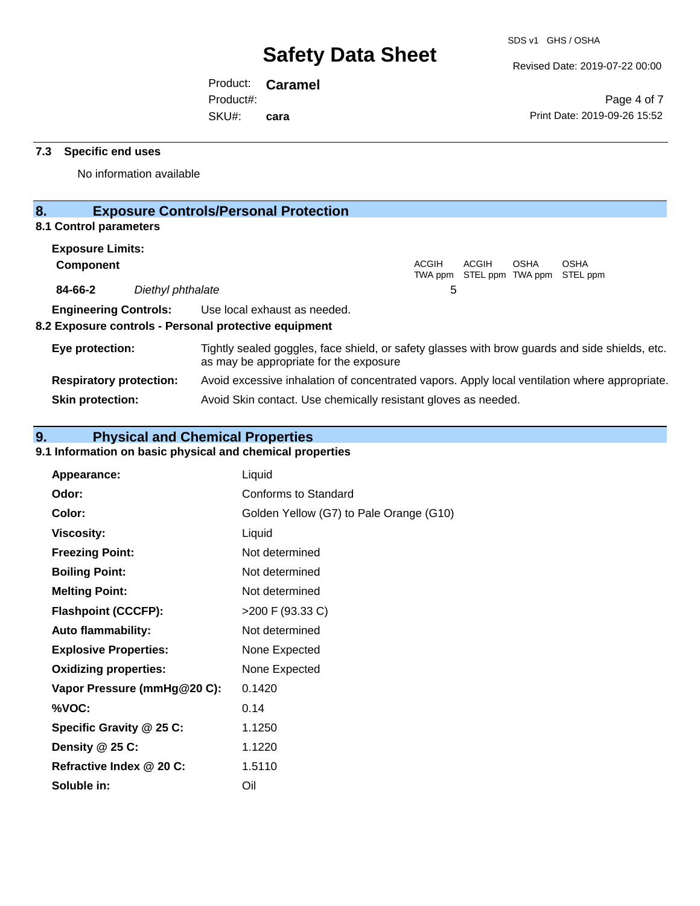### 7.3 Specific end uses

No information available

## 8. Exposure Controls/Personal Protection

### 8.1 Control parameters

**Exposure Limits:**

| Component | | ACGIH TWA ppm | ACGIH STEL ppm | OSHA TWA ppm | OSHA STEL ppm |
|---|---|---|---|---|---|
| 84-66-2 | *Diethyl phthalate* | 5 | | | |

**Engineering Controls:** Use local exhaust as needed.

### 8.2 Exposure controls - Personal protective equipment

**Eye protection:** Tightly sealed goggles, face shield, or safety glasses with brow guards and side shields, etc. as may be appropriate for the exposure

**Respiratory protection:** Avoid excessive inhalation of concentrated vapors. Apply local ventilation where appropriate.

**Skin protection:** Avoid Skin contact. Use chemically resistant gloves as needed.

## 9. Physical and Chemical Properties

### 9.1 Information on basic physical and chemical properties

| | |
|---|---|
| **Appearance:** | Liquid |
| **Odor:** | Conforms to Standard |
| **Color:** | Golden Yellow (G7) to Pale Orange (G10) |
| **Viscosity:** | Liquid |
| **Freezing Point:** | Not determined |
| **Boiling Point:** | Not determined |
| **Melting Point:** | Not determined |
| **Flashpoint (CCCFP):** | >200 F (93.33 C) |
| **Auto flammability:** | Not determined |
| **Explosive Properties:** | None Expected |
| **Oxidizing properties:** | None Expected |
| **Vapor Pressure (mmHg@20 C):** | 0.1420 |
| **%VOC:** | 0.14 |
| **Specific Gravity @ 25 C:** | 1.1250 |
| **Density @ 25 C:** | 1.1220 |
| **Refractive Index @ 20 C:** | 1.5110 |
| **Soluble in:** | Oil |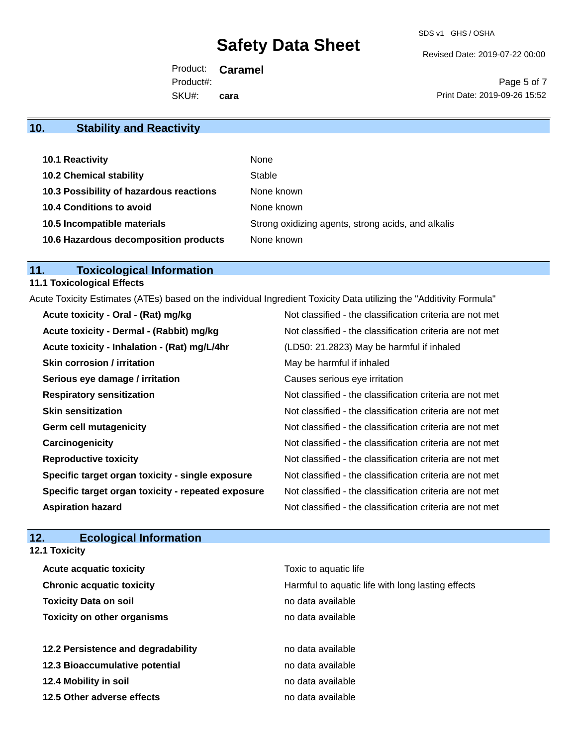## 10. Stability and Reactivity

| | |
|---|---|
| **10.1 Reactivity** | None |
| **10.2 Chemical stability** | Stable |
| **10.3 Possibility of hazardous reactions** | None known |
| **10.4 Conditions to avoid** | None known |
| **10.5 Incompatible materials** | Strong oxidizing agents, strong acids, and alkalis |
| **10.6 Hazardous decomposition products** | None known |

## 11. Toxicological Information

### 11.1 Toxicological Effects

Acute Toxicity Estimates (ATEs) based on the individual Ingredient Toxicity Data utilizing the "Additivity Formula"

| | |
|---|---|
| **Acute toxicity - Oral - (Rat) mg/kg** | Not classified - the classification criteria are not met |
| **Acute toxicity - Dermal - (Rabbit) mg/kg** | Not classified - the classification criteria are not met |
| **Acute toxicity - Inhalation - (Rat) mg/L/4hr** | (LD50: 21.2823) May be harmful if inhaled |
| **Skin corrosion / irritation** | May be harmful if inhaled |
| **Serious eye damage / irritation** | Causes serious eye irritation |
| **Respiratory sensitization** | Not classified - the classification criteria are not met |
| **Skin sensitization** | Not classified - the classification criteria are not met |
| **Germ cell mutagenicity** | Not classified - the classification criteria are not met |
| **Carcinogenicity** | Not classified - the classification criteria are not met |
| **Reproductive toxicity** | Not classified - the classification criteria are not met |
| **Specific target organ toxicity - single exposure** | Not classified - the classification criteria are not met |
| **Specific target organ toxicity - repeated exposure** | Not classified - the classification criteria are not met |
| **Aspiration hazard** | Not classified - the classification criteria are not met |

## 12. Ecological Information

### 12.1 Toxicity

| | |
|---|---|
| **Acute acquatic toxicity** | Toxic to aquatic life |
| **Chronic acquatic toxicity** | Harmful to aquatic life with long lasting effects |
| **Toxicity Data on soil** | no data available |
| **Toxicity on other organisms** | no data available |

| | |
|---|---|
| **12.2 Persistence and degradability** | no data available |
| **12.3 Bioaccumulative potential** | no data available |
| **12.4 Mobility in soil** | no data available |
| **12.5 Other adverse effects** | no data available |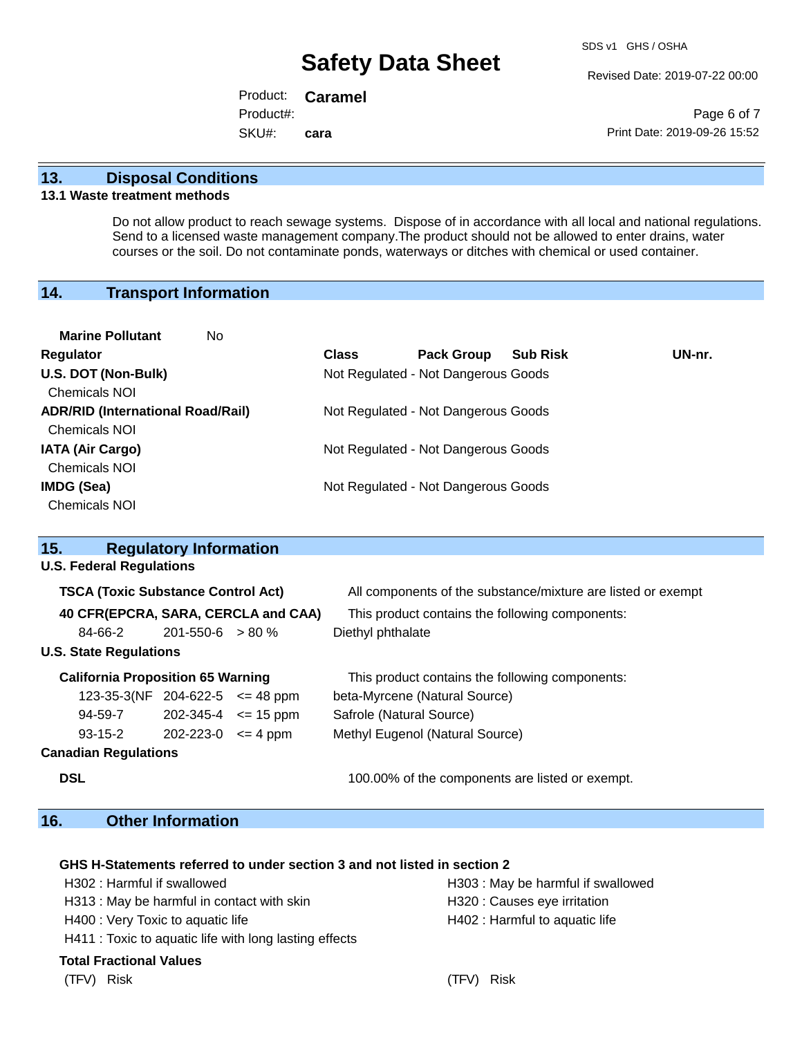## 13. Disposal Conditions

### 13.1 Waste treatment methods

Do not allow product to reach sewage systems. Dispose of in accordance with all local and national regulations. Send to a licensed waste management company.The product should not be allowed to enter drains, water courses or the soil. Do not contaminate ponds, waterways or ditches with chemical or used container.

## 14. Transport Information

**Marine Pollutant** No

| Regulator | Class | Pack Group | Sub Risk | UN-nr. |
|---|---|---|---|---|
| **U.S. DOT (Non-Bulk)** Chemicals NOI | Not Regulated - Not Dangerous Goods | | | |
| **ADR/RID (International Road/Rail)** Chemicals NOI | Not Regulated - Not Dangerous Goods | | | |
| **IATA (Air Cargo)** Chemicals NOI | Not Regulated - Not Dangerous Goods | | | |
| **IMDG (Sea)** Chemicals NOI | Not Regulated - Not Dangerous Goods | | | |

## 15. Regulatory Information

**U.S. Federal Regulations**

**TSCA (Toxic Substance Control Act)** — All components of the substance/mixture are listed or exempt

**40 CFR(EPCRA, SARA, CERCLA and CAA)** — This product contains the following components:

| CAS | EC | Concentration | Component |
|---|---|---|---|
| 84-66-2 | 201-550-6 | > 80 % | Diethyl phthalate |

**U.S. State Regulations**

**California Proposition 65 Warning** — This product contains the following components:

| CAS | EC | Concentration | Component |
|---|---|---|---|
| 123-35-3(NF | 204-622-5 | <= 48 ppm | beta-Myrcene (Natural Source) |
| 94-59-7 | 202-345-4 | <= 15 ppm | Safrole (Natural Source) |
| 93-15-2 | 202-223-0 | <= 4 ppm | Methyl Eugenol (Natural Source) |

**Canadian Regulations**

**DSL** — 100.00% of the components are listed or exempt.

## 16. Other Information

**GHS H-Statements referred to under section 3 and not listed in section 2**

H302 : Harmful if swallowed
H303 : May be harmful if swallowed
H313 : May be harmful in contact with skin
H320 : Causes eye irritation
H400 : Very Toxic to aquatic life
H402 : Harmful to aquatic life
H411 : Toxic to aquatic life with long lasting effects

**Total Fractional Values**

| (TFV) | Risk | (TFV) | Risk |
|---|---|---|---|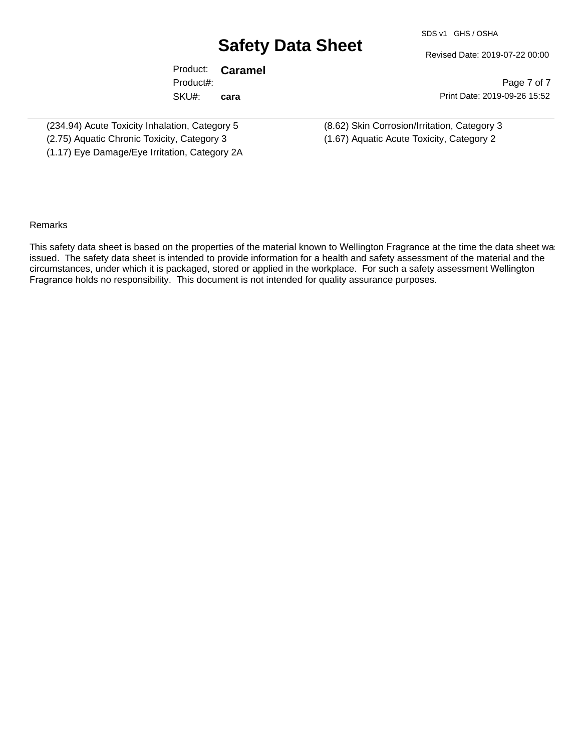(234.94) Acute Toxicity Inhalation, Category 5

(8.62) Skin Corrosion/Irritation, Category 3

(2.75) Aquatic Chronic Toxicity, Category 3

(1.67) Aquatic Acute Toxicity, Category 2

(1.17) Eye Damage/Eye Irritation, Category 2A

Remarks

This safety data sheet is based on the properties of the material known to Wellington Fragrance at the time the data sheet was issued. The safety data sheet is intended to provide information for a health and safety assessment of the material and the circumstances, under which it is packaged, stored or applied in the workplace. For such a safety assessment Wellington Fragrance holds no responsibility. This document is not intended for quality assurance purposes.